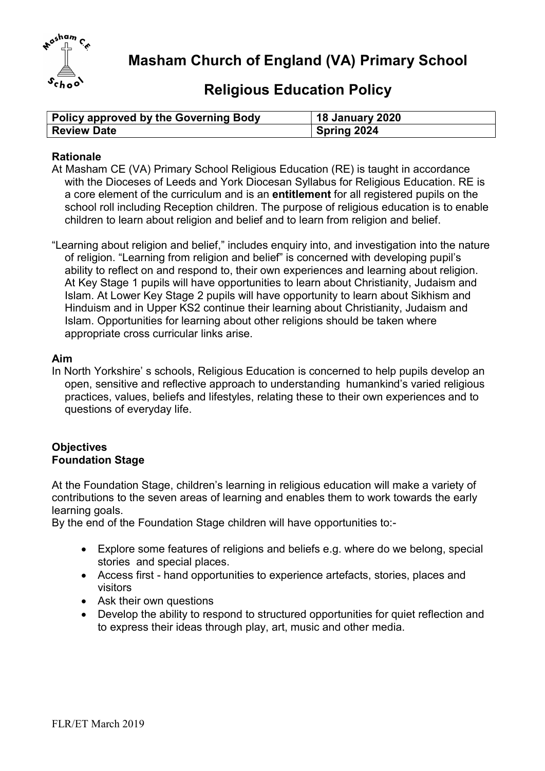# Masham Church of England (VA) Primary School

## Religious Education Policy

| Policy approved by the Governing Body | 18 January 2020 |
|---|---|
| Review Date | Spring 2024 |

### Rationale

At Masham CE (VA) Primary School Religious Education (RE) is taught in accordance with the Dioceses of Leeds and York Diocesan Syllabus for Religious Education. RE is a core element of the curriculum and is an **entitlement** for all registered pupils on the school roll including Reception children. The purpose of religious education is to enable children to learn about religion and belief and to learn from religion and belief.

"Learning about religion and belief," includes enquiry into, and investigation into the nature of religion. "Learning from religion and belief" is concerned with developing pupil's ability to reflect on and respond to, their own experiences and learning about religion. At Key Stage 1 pupils will have opportunities to learn about Christianity, Judaism and Islam. At Lower Key Stage 2 pupils will have opportunity to learn about Sikhism and Hinduism and in Upper KS2 continue their learning about Christianity, Judaism and Islam. Opportunities for learning about other religions should be taken where appropriate cross curricular links arise.

### Aim

In North Yorkshire' s schools, Religious Education is concerned to help pupils develop an open, sensitive and reflective approach to understanding humankind's varied religious practices, values, beliefs and lifestyles, relating these to their own experiences and to questions of everyday life.

### Objectives

#### Foundation Stage

At the Foundation Stage, children's learning in religious education will make a variety of contributions to the seven areas of learning and enables them to work towards the early learning goals.

By the end of the Foundation Stage children will have opportunities to:-

- Explore some features of religions and beliefs e.g. where do we belong, special stories and special places.
- Access first - hand opportunities to experience artefacts, stories, places and visitors
- Ask their own questions
- Develop the ability to respond to structured opportunities for quiet reflection and to express their ideas through play, art, music and other media.

FLR/ET March 2019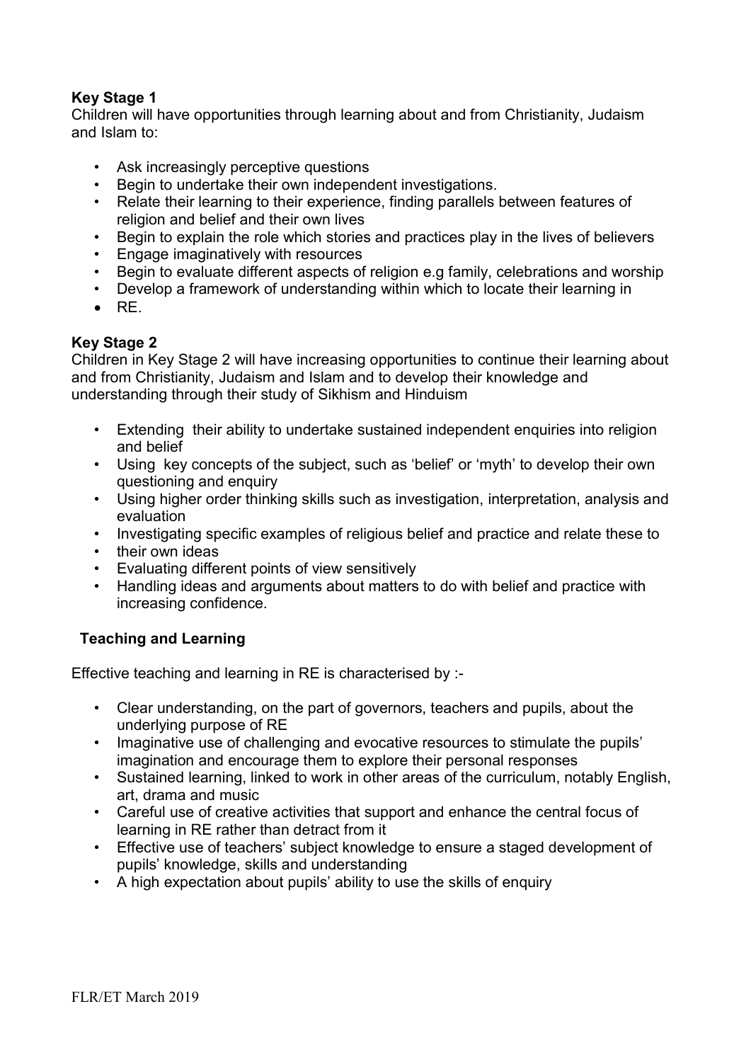**Key Stage 1**

Children will have opportunities through learning about and from Christianity, Judaism and Islam to:

- Ask increasingly perceptive questions
- Begin to undertake their own independent investigations.
- Relate their learning to their experience, finding parallels between features of religion and belief and their own lives
- Begin to explain the role which stories and practices play in the lives of believers
- Engage imaginatively with resources
- Begin to evaluate different aspects of religion e.g family, celebrations and worship
- Develop a framework of understanding within which to locate their learning in
- RE.

**Key Stage 2**

Children in Key Stage 2 will have increasing opportunities to continue their learning about and from Christianity, Judaism and Islam and to develop their knowledge and understanding through their study of Sikhism and Hinduism

- Extending their ability to undertake sustained independent enquiries into religion and belief
- Using key concepts of the subject, such as 'belief' or 'myth' to develop their own questioning and enquiry
- Using higher order thinking skills such as investigation, interpretation, analysis and evaluation
- Investigating specific examples of religious belief and practice and relate these to
- their own ideas
- Evaluating different points of view sensitively
- Handling ideas and arguments about matters to do with belief and practice with increasing confidence.

**Teaching and Learning**

Effective teaching and learning in RE is characterised by :-

- Clear understanding, on the part of governors, teachers and pupils, about the underlying purpose of RE
- Imaginative use of challenging and evocative resources to stimulate the pupils' imagination and encourage them to explore their personal responses
- Sustained learning, linked to work in other areas of the curriculum, notably English, art, drama and music
- Careful use of creative activities that support and enhance the central focus of learning in RE rather than detract from it
- Effective use of teachers' subject knowledge to ensure a staged development of pupils' knowledge, skills and understanding
- A high expectation about pupils' ability to use the skills of enquiry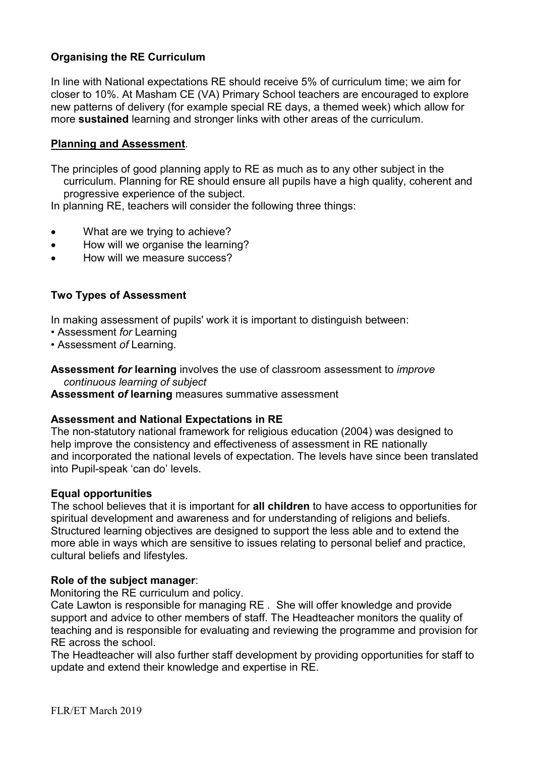**Organising the RE Curriculum**

In line with National expectations RE should receive 5% of curriculum time; we aim for closer to 10%. At Masham CE (VA) Primary School teachers are encouraged to explore new patterns of delivery (for example special RE days, a themed week) which allow for more **sustained** learning and stronger links with other areas of the curriculum.

**Planning and Assessment**.

The principles of good planning apply to RE as much as to any other subject in the curriculum. Planning for RE should ensure all pupils have a high quality, coherent and progressive experience of the subject.

In planning RE, teachers will consider the following three things:

- What are we trying to achieve?
- How will we organise the learning?
- How will we measure success?

**Two Types of Assessment**

In making assessment of pupils' work it is important to distinguish between:

- Assessment *for* Learning
- Assessment *of* Learning.

**Assessment *for* learning** involves the use of classroom assessment to *improve continuous learning of subject*

**Assessment *of* learning** measures summative assessment

**Assessment and National Expectations in RE**

The non-statutory national framework for religious education (2004) was designed to help improve the consistency and effectiveness of assessment in RE nationally and incorporated the national levels of expectation. The levels have since been translated into Pupil-speak 'can do' levels.

**Equal opportunities**

The school believes that it is important for **all children** to have access to opportunities for spiritual development and awareness and for understanding of religions and beliefs. Structured learning objectives are designed to support the less able and to extend the more able in ways which are sensitive to issues relating to personal belief and practice, cultural beliefs and lifestyles.

**Role of the subject manager**:

Monitoring the RE curriculum and policy.

Cate Lawton is responsible for managing RE . She will offer knowledge and provide support and advice to other members of staff. The Headteacher monitors the quality of teaching and is responsible for evaluating and reviewing the programme and provision for RE across the school.

The Headteacher will also further staff development by providing opportunities for staff to update and extend their knowledge and expertise in RE.

FLR/ET March 2019